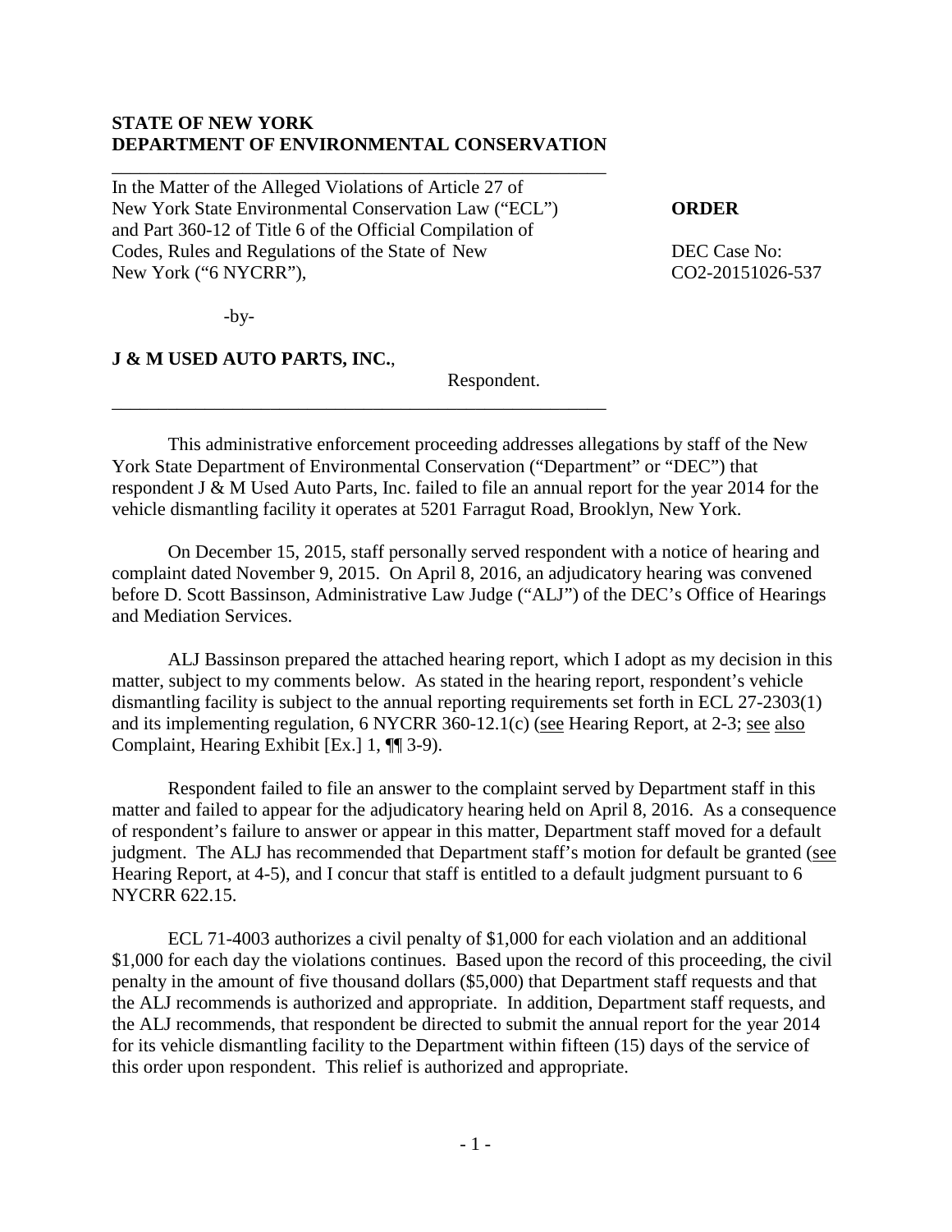**STATE OF NEW YORK**
**DEPARTMENT OF ENVIRONMENTAL CONSERVATION**

In the Matter of the Alleged Violations of Article 27 of New York State Environmental Conservation Law ("ECL") and Part 360-12 of Title 6 of the Official Compilation of Codes, Rules and Regulations of the State of New New York ("6 NYCRR"),

-by-

**J & M USED AUTO PARTS, INC.**,

Respondent.

**ORDER**

DEC Case No: CO2-20151026-537

This administrative enforcement proceeding addresses allegations by staff of the New York State Department of Environmental Conservation ("Department" or "DEC") that respondent J & M Used Auto Parts, Inc. failed to file an annual report for the year 2014 for the vehicle dismantling facility it operates at 5201 Farragut Road, Brooklyn, New York.

On December 15, 2015, staff personally served respondent with a notice of hearing and complaint dated November 9, 2015. On April 8, 2016, an adjudicatory hearing was convened before D. Scott Bassinson, Administrative Law Judge ("ALJ") of the DEC's Office of Hearings and Mediation Services.

ALJ Bassinson prepared the attached hearing report, which I adopt as my decision in this matter, subject to my comments below. As stated in the hearing report, respondent's vehicle dismantling facility is subject to the annual reporting requirements set forth in ECL 27-2303(1) and its implementing regulation, 6 NYCRR 360-12.1(c) (see Hearing Report, at 2-3; see also Complaint, Hearing Exhibit [Ex.] 1, ¶¶ 3-9).

Respondent failed to file an answer to the complaint served by Department staff in this matter and failed to appear for the adjudicatory hearing held on April 8, 2016. As a consequence of respondent's failure to answer or appear in this matter, Department staff moved for a default judgment. The ALJ has recommended that Department staff's motion for default be granted (see Hearing Report, at 4-5), and I concur that staff is entitled to a default judgment pursuant to 6 NYCRR 622.15.

ECL 71-4003 authorizes a civil penalty of $1,000 for each violation and an additional $1,000 for each day the violations continues. Based upon the record of this proceeding, the civil penalty in the amount of five thousand dollars ($5,000) that Department staff requests and that the ALJ recommends is authorized and appropriate. In addition, Department staff requests, and the ALJ recommends, that respondent be directed to submit the annual report for the year 2014 for its vehicle dismantling facility to the Department within fifteen (15) days of the service of this order upon respondent. This relief is authorized and appropriate.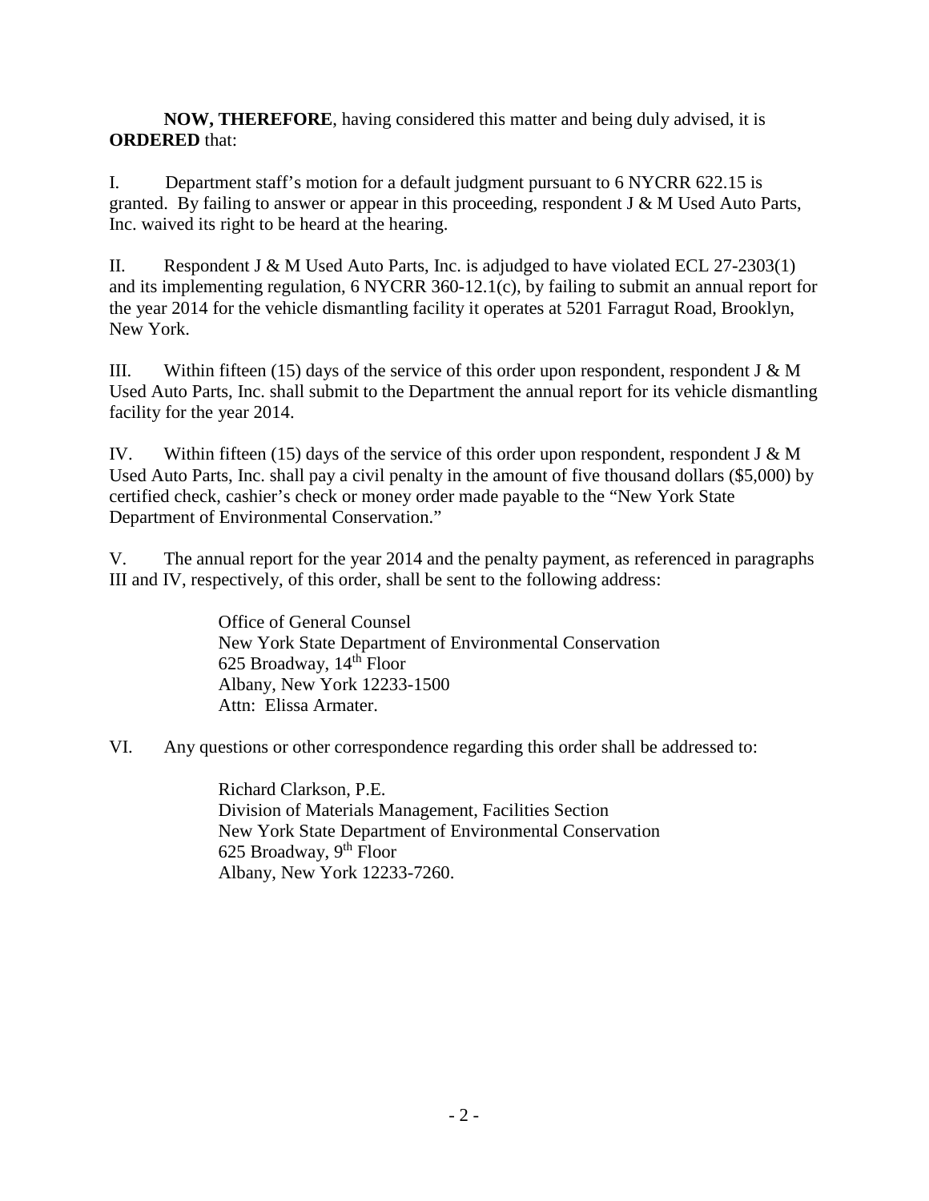**NOW, THEREFORE**, having considered this matter and being duly advised, it is **ORDERED** that:

I. Department staff's motion for a default judgment pursuant to 6 NYCRR 622.15 is granted. By failing to answer or appear in this proceeding, respondent J & M Used Auto Parts, Inc. waived its right to be heard at the hearing.

II. Respondent J & M Used Auto Parts, Inc. is adjudged to have violated ECL 27-2303(1) and its implementing regulation, 6 NYCRR 360-12.1(c), by failing to submit an annual report for the year 2014 for the vehicle dismantling facility it operates at 5201 Farragut Road, Brooklyn, New York.

III. Within fifteen (15) days of the service of this order upon respondent, respondent J & M Used Auto Parts, Inc. shall submit to the Department the annual report for its vehicle dismantling facility for the year 2014.

IV. Within fifteen (15) days of the service of this order upon respondent, respondent J & M Used Auto Parts, Inc. shall pay a civil penalty in the amount of five thousand dollars ($5,000) by certified check, cashier's check or money order made payable to the "New York State Department of Environmental Conservation."

V. The annual report for the year 2014 and the penalty payment, as referenced in paragraphs III and IV, respectively, of this order, shall be sent to the following address:

> Office of General Counsel
> New York State Department of Environmental Conservation
> 625 Broadway, 14th Floor
> Albany, New York 12233-1500
> Attn: Elissa Armater.

VI. Any questions or other correspondence regarding this order shall be addressed to:

> Richard Clarkson, P.E.
> Division of Materials Management, Facilities Section
> New York State Department of Environmental Conservation
> 625 Broadway, 9th Floor
> Albany, New York 12233-7260.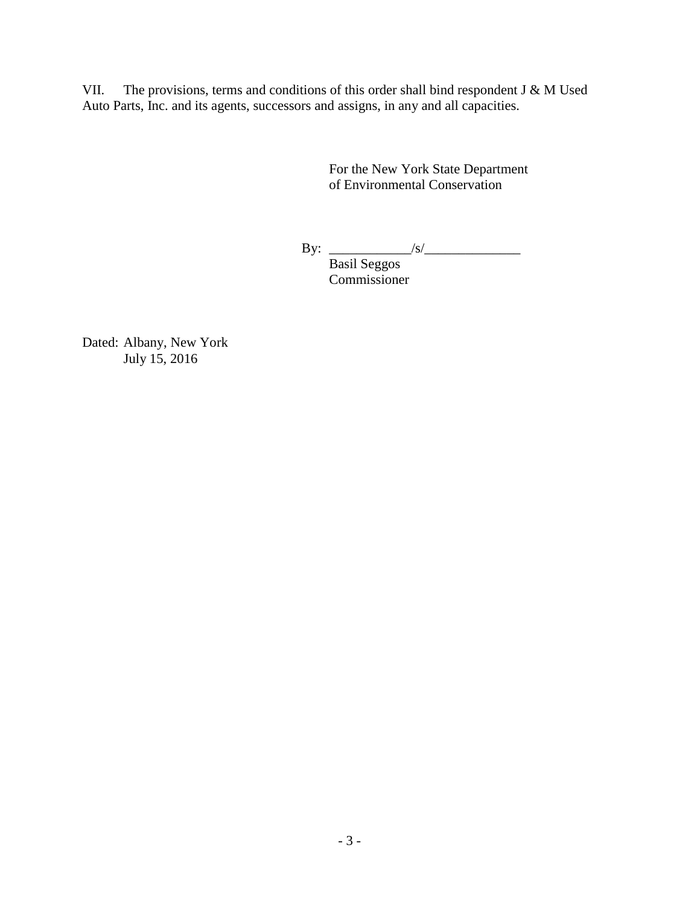VII. The provisions, terms and conditions of this order shall bind respondent J & M Used Auto Parts, Inc. and its agents, successors and assigns, in any and all capacities.

For the New York State Department
of Environmental Conservation

By: ____________/s/______________
Basil Seggos
Commissioner

Dated: Albany, New York
July 15, 2016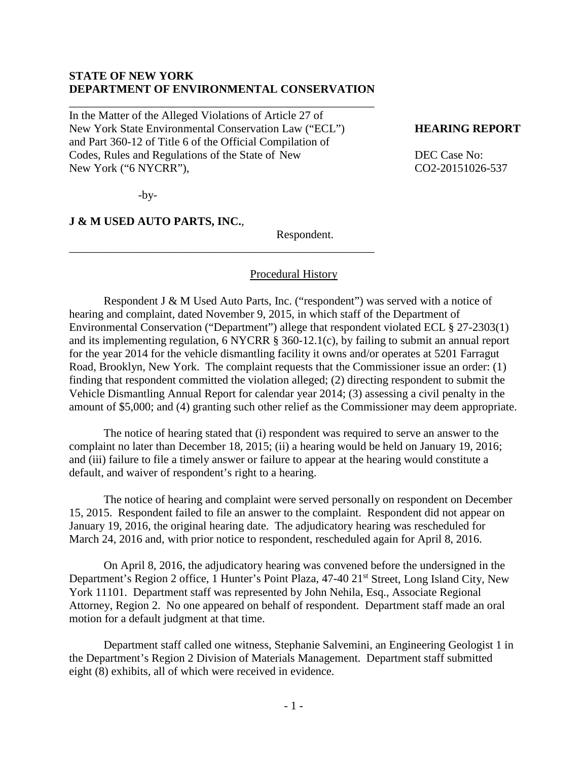**STATE OF NEW YORK**
**DEPARTMENT OF ENVIRONMENTAL CONSERVATION**

In the Matter of the Alleged Violations of Article 27 of New York State Environmental Conservation Law ("ECL") and Part 360-12 of Title 6 of the Official Compilation of Codes, Rules and Regulations of the State of New New York ("6 NYCRR"),

-by-

**J & M USED AUTO PARTS, INC.**,

Respondent.

**HEARING REPORT**

DEC Case No: CO2-20151026-537

## Procedural History

Respondent J & M Used Auto Parts, Inc. ("respondent") was served with a notice of hearing and complaint, dated November 9, 2015, in which staff of the Department of Environmental Conservation ("Department") allege that respondent violated ECL § 27-2303(1) and its implementing regulation, 6 NYCRR § 360-12.1(c), by failing to submit an annual report for the year 2014 for the vehicle dismantling facility it owns and/or operates at 5201 Farragut Road, Brooklyn, New York. The complaint requests that the Commissioner issue an order: (1) finding that respondent committed the violation alleged; (2) directing respondent to submit the Vehicle Dismantling Annual Report for calendar year 2014; (3) assessing a civil penalty in the amount of $5,000; and (4) granting such other relief as the Commissioner may deem appropriate.

The notice of hearing stated that (i) respondent was required to serve an answer to the complaint no later than December 18, 2015; (ii) a hearing would be held on January 19, 2016; and (iii) failure to file a timely answer or failure to appear at the hearing would constitute a default, and waiver of respondent's right to a hearing.

The notice of hearing and complaint were served personally on respondent on December 15, 2015. Respondent failed to file an answer to the complaint. Respondent did not appear on January 19, 2016, the original hearing date. The adjudicatory hearing was rescheduled for March 24, 2016 and, with prior notice to respondent, rescheduled again for April 8, 2016.

On April 8, 2016, the adjudicatory hearing was convened before the undersigned in the Department's Region 2 office, 1 Hunter's Point Plaza, 47-40 21st Street, Long Island City, New York 11101. Department staff was represented by John Nehila, Esq., Associate Regional Attorney, Region 2. No one appeared on behalf of respondent. Department staff made an oral motion for a default judgment at that time.

Department staff called one witness, Stephanie Salvemini, an Engineering Geologist 1 in the Department's Region 2 Division of Materials Management. Department staff submitted eight (8) exhibits, all of which were received in evidence.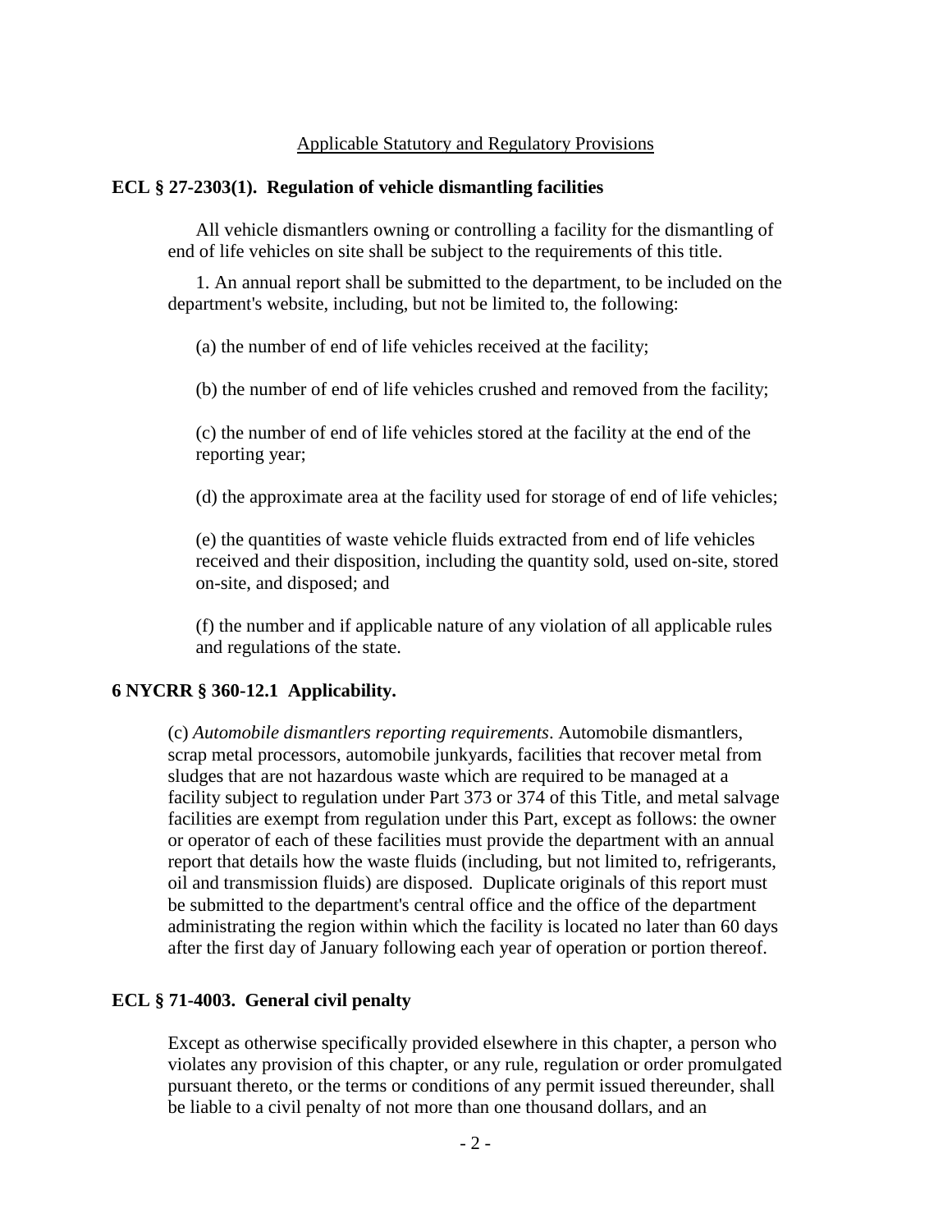Applicable Statutory and Regulatory Provisions

**ECL § 27-2303(1). Regulation of vehicle dismantling facilities**

All vehicle dismantlers owning or controlling a facility for the dismantling of end of life vehicles on site shall be subject to the requirements of this title.

1. An annual report shall be submitted to the department, to be included on the department's website, including, but not be limited to, the following:

(a) the number of end of life vehicles received at the facility;

(b) the number of end of life vehicles crushed and removed from the facility;

(c) the number of end of life vehicles stored at the facility at the end of the reporting year;

(d) the approximate area at the facility used for storage of end of life vehicles;

(e) the quantities of waste vehicle fluids extracted from end of life vehicles received and their disposition, including the quantity sold, used on-site, stored on-site, and disposed; and

(f) the number and if applicable nature of any violation of all applicable rules and regulations of the state.

**6 NYCRR § 360-12.1 Applicability.**

(c) *Automobile dismantlers reporting requirements*. Automobile dismantlers, scrap metal processors, automobile junkyards, facilities that recover metal from sludges that are not hazardous waste which are required to be managed at a facility subject to regulation under Part 373 or 374 of this Title, and metal salvage facilities are exempt from regulation under this Part, except as follows: the owner or operator of each of these facilities must provide the department with an annual report that details how the waste fluids (including, but not limited to, refrigerants, oil and transmission fluids) are disposed. Duplicate originals of this report must be submitted to the department's central office and the office of the department administrating the region within which the facility is located no later than 60 days after the first day of January following each year of operation or portion thereof.

**ECL § 71-4003. General civil penalty**

Except as otherwise specifically provided elsewhere in this chapter, a person who violates any provision of this chapter, or any rule, regulation or order promulgated pursuant thereto, or the terms or conditions of any permit issued thereunder, shall be liable to a civil penalty of not more than one thousand dollars, and an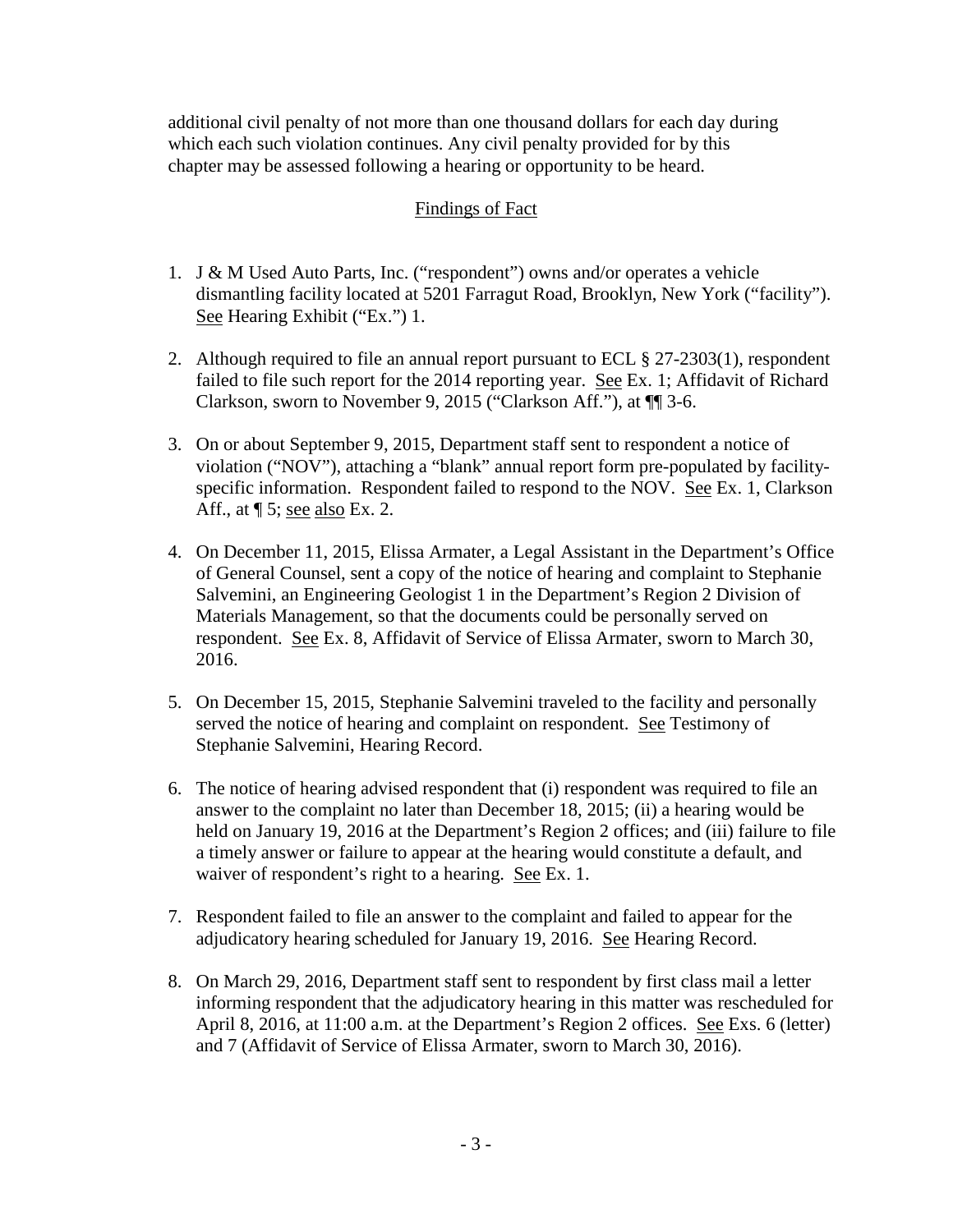additional civil penalty of not more than one thousand dollars for each day during which each such violation continues. Any civil penalty provided for by this chapter may be assessed following a hearing or opportunity to be heard.

## Findings of Fact

1. J & M Used Auto Parts, Inc. ("respondent") owns and/or operates a vehicle dismantling facility located at 5201 Farragut Road, Brooklyn, New York ("facility"). See Hearing Exhibit ("Ex.") 1.

2. Although required to file an annual report pursuant to ECL § 27-2303(1), respondent failed to file such report for the 2014 reporting year. See Ex. 1; Affidavit of Richard Clarkson, sworn to November 9, 2015 ("Clarkson Aff."), at ¶¶ 3-6.

3. On or about September 9, 2015, Department staff sent to respondent a notice of violation ("NOV"), attaching a "blank" annual report form pre-populated by facility-specific information. Respondent failed to respond to the NOV. See Ex. 1, Clarkson Aff., at ¶ 5; see also Ex. 2.

4. On December 11, 2015, Elissa Armater, a Legal Assistant in the Department's Office of General Counsel, sent a copy of the notice of hearing and complaint to Stephanie Salvemini, an Engineering Geologist 1 in the Department's Region 2 Division of Materials Management, so that the documents could be personally served on respondent. See Ex. 8, Affidavit of Service of Elissa Armater, sworn to March 30, 2016.

5. On December 15, 2015, Stephanie Salvemini traveled to the facility and personally served the notice of hearing and complaint on respondent. See Testimony of Stephanie Salvemini, Hearing Record.

6. The notice of hearing advised respondent that (i) respondent was required to file an answer to the complaint no later than December 18, 2015; (ii) a hearing would be held on January 19, 2016 at the Department's Region 2 offices; and (iii) failure to file a timely answer or failure to appear at the hearing would constitute a default, and waiver of respondent's right to a hearing. See Ex. 1.

7. Respondent failed to file an answer to the complaint and failed to appear for the adjudicatory hearing scheduled for January 19, 2016. See Hearing Record.

8. On March 29, 2016, Department staff sent to respondent by first class mail a letter informing respondent that the adjudicatory hearing in this matter was rescheduled for April 8, 2016, at 11:00 a.m. at the Department's Region 2 offices. See Exs. 6 (letter) and 7 (Affidavit of Service of Elissa Armater, sworn to March 30, 2016).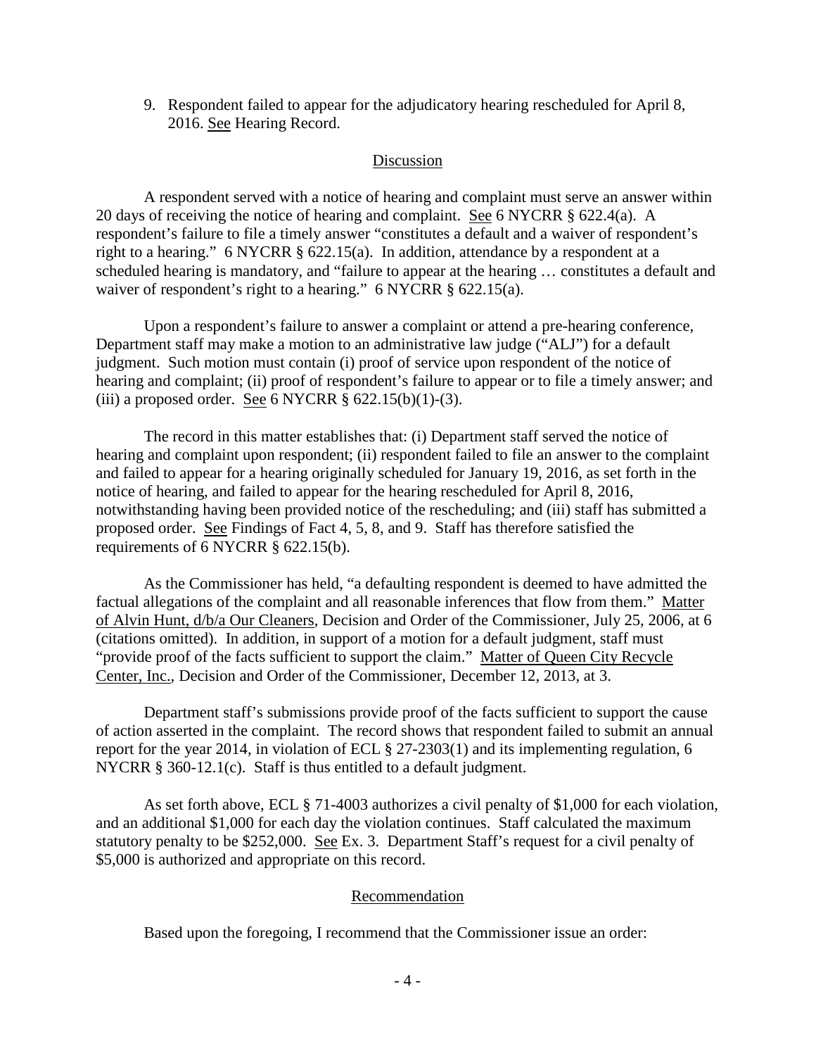9. Respondent failed to appear for the adjudicatory hearing rescheduled for April 8, 2016. See Hearing Record.

## Discussion

A respondent served with a notice of hearing and complaint must serve an answer within 20 days of receiving the notice of hearing and complaint. See 6 NYCRR § 622.4(a). A respondent's failure to file a timely answer "constitutes a default and a waiver of respondent's right to a hearing." 6 NYCRR § 622.15(a). In addition, attendance by a respondent at a scheduled hearing is mandatory, and "failure to appear at the hearing … constitutes a default and waiver of respondent's right to a hearing." 6 NYCRR § 622.15(a).

Upon a respondent's failure to answer a complaint or attend a pre-hearing conference, Department staff may make a motion to an administrative law judge ("ALJ") for a default judgment. Such motion must contain (i) proof of service upon respondent of the notice of hearing and complaint; (ii) proof of respondent's failure to appear or to file a timely answer; and (iii) a proposed order. See 6 NYCRR § 622.15(b)(1)-(3).

The record in this matter establishes that: (i) Department staff served the notice of hearing and complaint upon respondent; (ii) respondent failed to file an answer to the complaint and failed to appear for a hearing originally scheduled for January 19, 2016, as set forth in the notice of hearing, and failed to appear for the hearing rescheduled for April 8, 2016, notwithstanding having been provided notice of the rescheduling; and (iii) staff has submitted a proposed order. See Findings of Fact 4, 5, 8, and 9. Staff has therefore satisfied the requirements of 6 NYCRR § 622.15(b).

As the Commissioner has held, "a defaulting respondent is deemed to have admitted the factual allegations of the complaint and all reasonable inferences that flow from them." Matter of Alvin Hunt, d/b/a Our Cleaners, Decision and Order of the Commissioner, July 25, 2006, at 6 (citations omitted). In addition, in support of a motion for a default judgment, staff must "provide proof of the facts sufficient to support the claim." Matter of Queen City Recycle Center, Inc., Decision and Order of the Commissioner, December 12, 2013, at 3.

Department staff's submissions provide proof of the facts sufficient to support the cause of action asserted in the complaint. The record shows that respondent failed to submit an annual report for the year 2014, in violation of ECL § 27-2303(1) and its implementing regulation, 6 NYCRR § 360-12.1(c). Staff is thus entitled to a default judgment.

As set forth above, ECL § 71-4003 authorizes a civil penalty of $1,000 for each violation, and an additional $1,000 for each day the violation continues. Staff calculated the maximum statutory penalty to be $252,000. See Ex. 3. Department Staff's request for a civil penalty of $5,000 is authorized and appropriate on this record.

## Recommendation

Based upon the foregoing, I recommend that the Commissioner issue an order: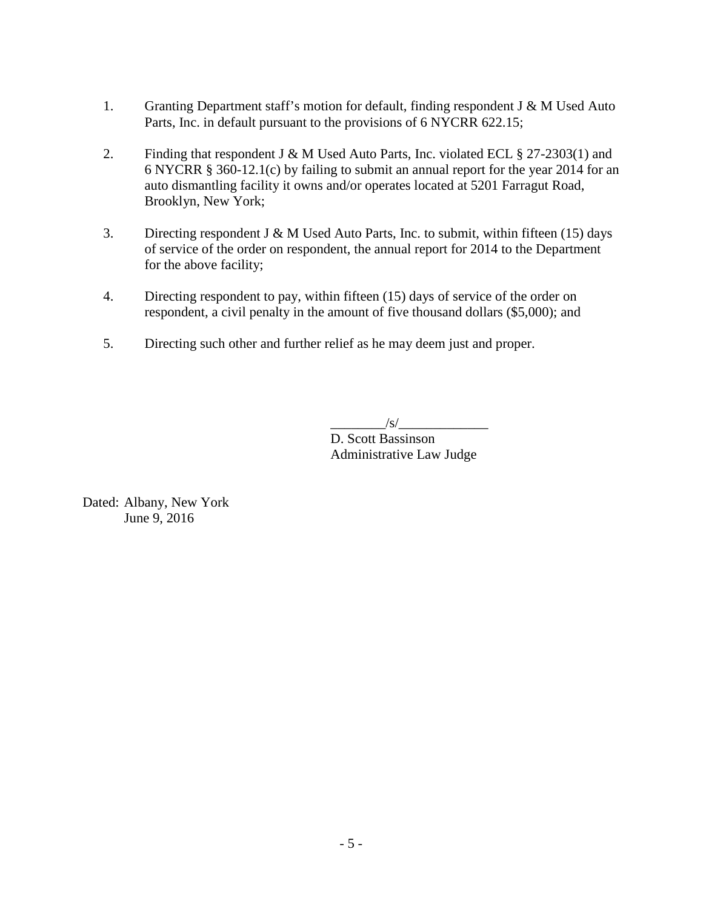1. Granting Department staff's motion for default, finding respondent J & M Used Auto Parts, Inc. in default pursuant to the provisions of 6 NYCRR 622.15;

2. Finding that respondent J & M Used Auto Parts, Inc. violated ECL § 27-2303(1) and 6 NYCRR § 360-12.1(c) by failing to submit an annual report for the year 2014 for an auto dismantling facility it owns and/or operates located at 5201 Farragut Road, Brooklyn, New York;

3. Directing respondent J & M Used Auto Parts, Inc. to submit, within fifteen (15) days of service of the order on respondent, the annual report for 2014 to the Department for the above facility;

4. Directing respondent to pay, within fifteen (15) days of service of the order on respondent, a civil penalty in the amount of five thousand dollars ($5,000); and

5. Directing such other and further relief as he may deem just and proper.

________/s/_____________
D. Scott Bassinson
Administrative Law Judge

Dated: Albany, New York
June 9, 2016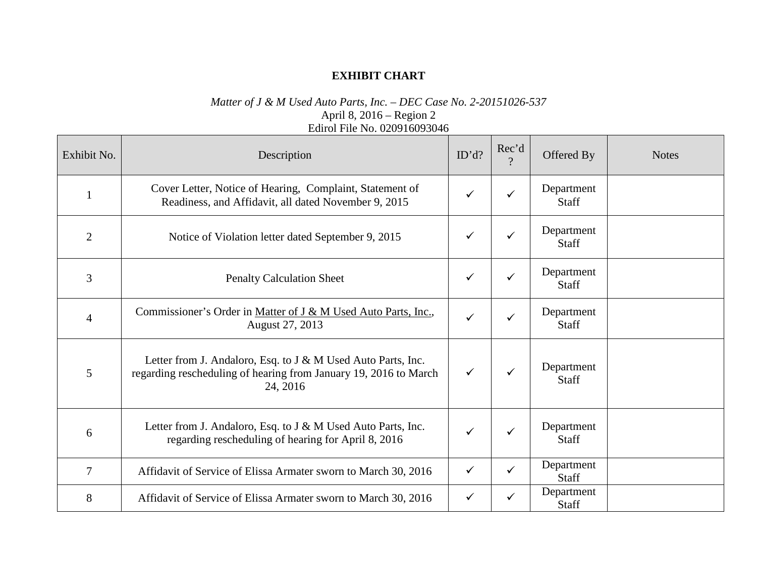**EXHIBIT CHART**

*Matter of J & M Used Auto Parts, Inc. – DEC Case No. 2-20151026-537*
April 8, 2016 – Region 2
Edirol File No. 020916093046

| Exhibit No. | Description | ID'd? | Rec'd? | Offered By | Notes |
|---|---|---|---|---|---|
| 1 | Cover Letter, Notice of Hearing, Complaint, Statement of Readiness, and Affidavit, all dated November 9, 2015 | ✓ | ✓ | Department Staff | |
| 2 | Notice of Violation letter dated September 9, 2015 | ✓ | ✓ | Department Staff | |
| 3 | Penalty Calculation Sheet | ✓ | ✓ | Department Staff | |
| 4 | Commissioner's Order in Matter of J & M Used Auto Parts, Inc., August 27, 2013 | ✓ | ✓ | Department Staff | |
| 5 | Letter from J. Andaloro, Esq. to J & M Used Auto Parts, Inc. regarding rescheduling of hearing from January 19, 2016 to March 24, 2016 | ✓ | ✓ | Department Staff | |
| 6 | Letter from J. Andaloro, Esq. to J & M Used Auto Parts, Inc. regarding rescheduling of hearing for April 8, 2016 | ✓ | ✓ | Department Staff | |
| 7 | Affidavit of Service of Elissa Armater sworn to March 30, 2016 | ✓ | ✓ | Department Staff | |
| 8 | Affidavit of Service of Elissa Armater sworn to March 30, 2016 | ✓ | ✓ | Department Staff | |